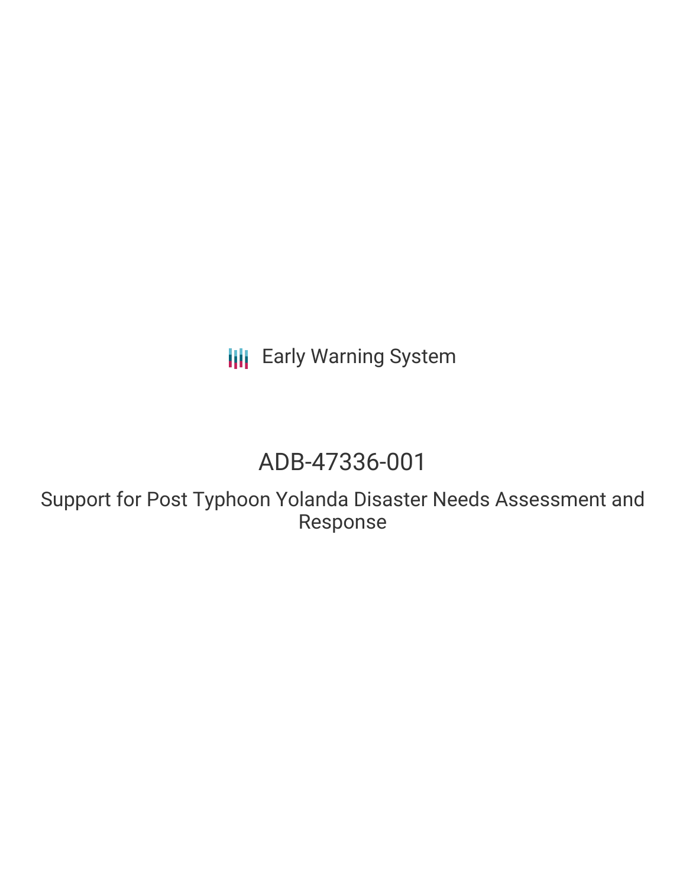Early Warning System

# ADB-47336-001

## Support for Post Typhoon Yolanda Disaster Needs Assessment and Response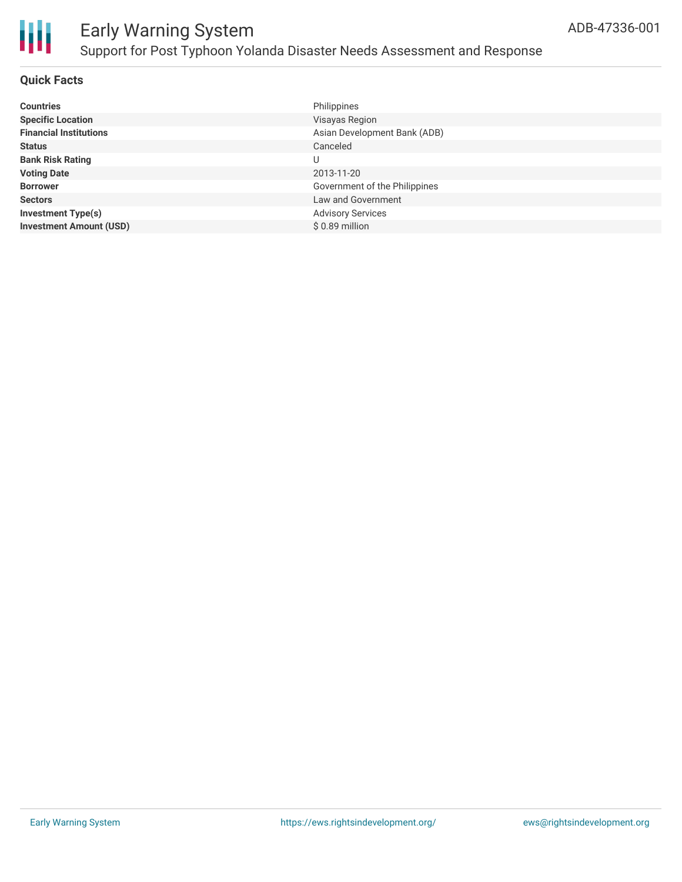# Early Warning System

## Support for Post Typhoon Yolanda Disaster Needs Assessment and Response

ADB-47336-001

### Quick Facts

| | |
|---|---|
| **Countries** | Philippines |
| **Specific Location** | Visayas Region |
| **Financial Institutions** | Asian Development Bank (ADB) |
| **Status** | Canceled |
| **Bank Risk Rating** | U |
| **Voting Date** | 2013-11-20 |
| **Borrower** | Government of the Philippines |
| **Sectors** | Law and Government |
| **Investment Type(s)** | Advisory Services |
| **Investment Amount (USD)** | $ 0.89 million |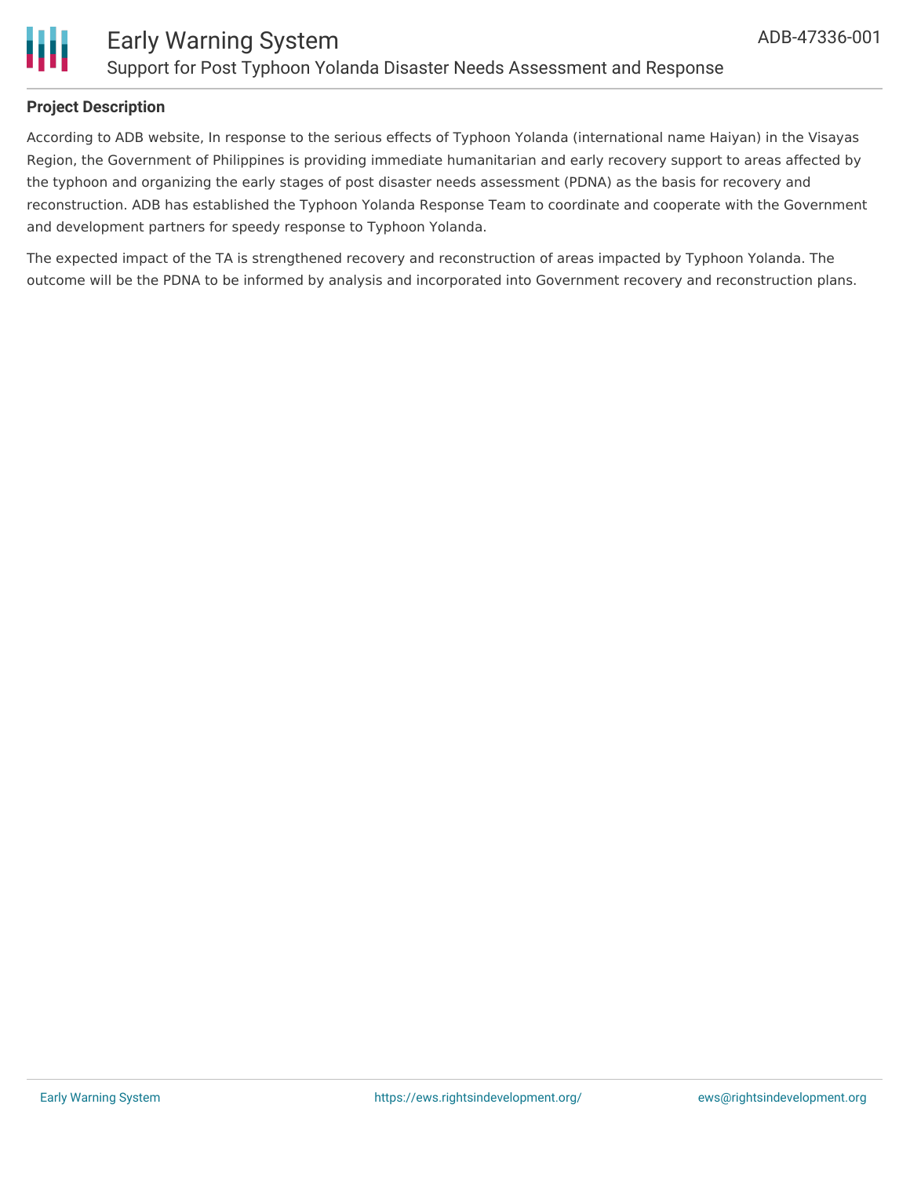## Project Description

According to ADB website, In response to the serious effects of Typhoon Yolanda (international name Haiyan) in the Visayas Region, the Government of Philippines is providing immediate humanitarian and early recovery support to areas affected by the typhoon and organizing the early stages of post disaster needs assessment (PDNA) as the basis for recovery and reconstruction. ADB has established the Typhoon Yolanda Response Team to coordinate and cooperate with the Government and development partners for speedy response to Typhoon Yolanda.

The expected impact of the TA is strengthened recovery and reconstruction of areas impacted by Typhoon Yolanda. The outcome will be the PDNA to be informed by analysis and incorporated into Government recovery and reconstruction plans.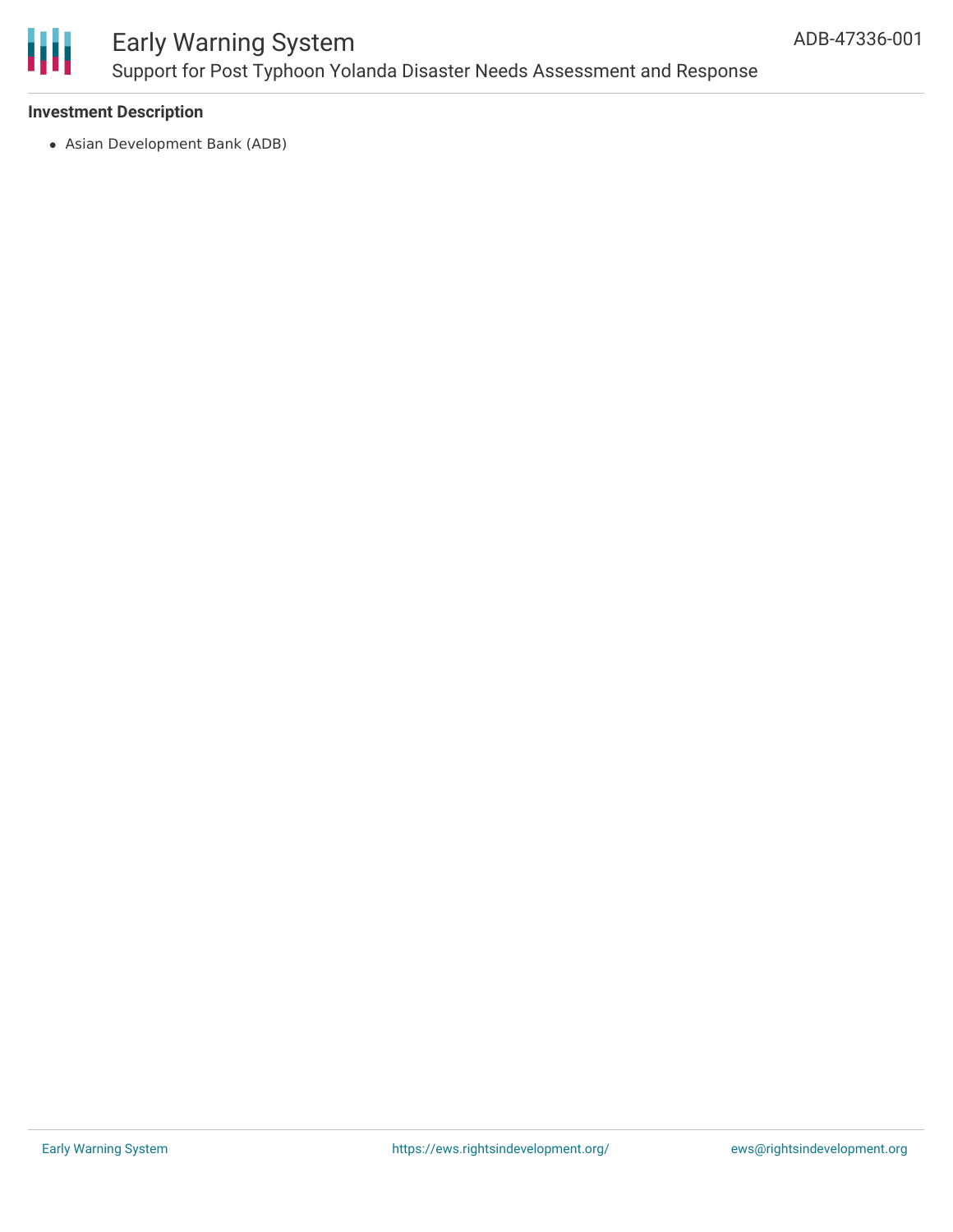### Investment Description

- Asian Development Bank (ADB)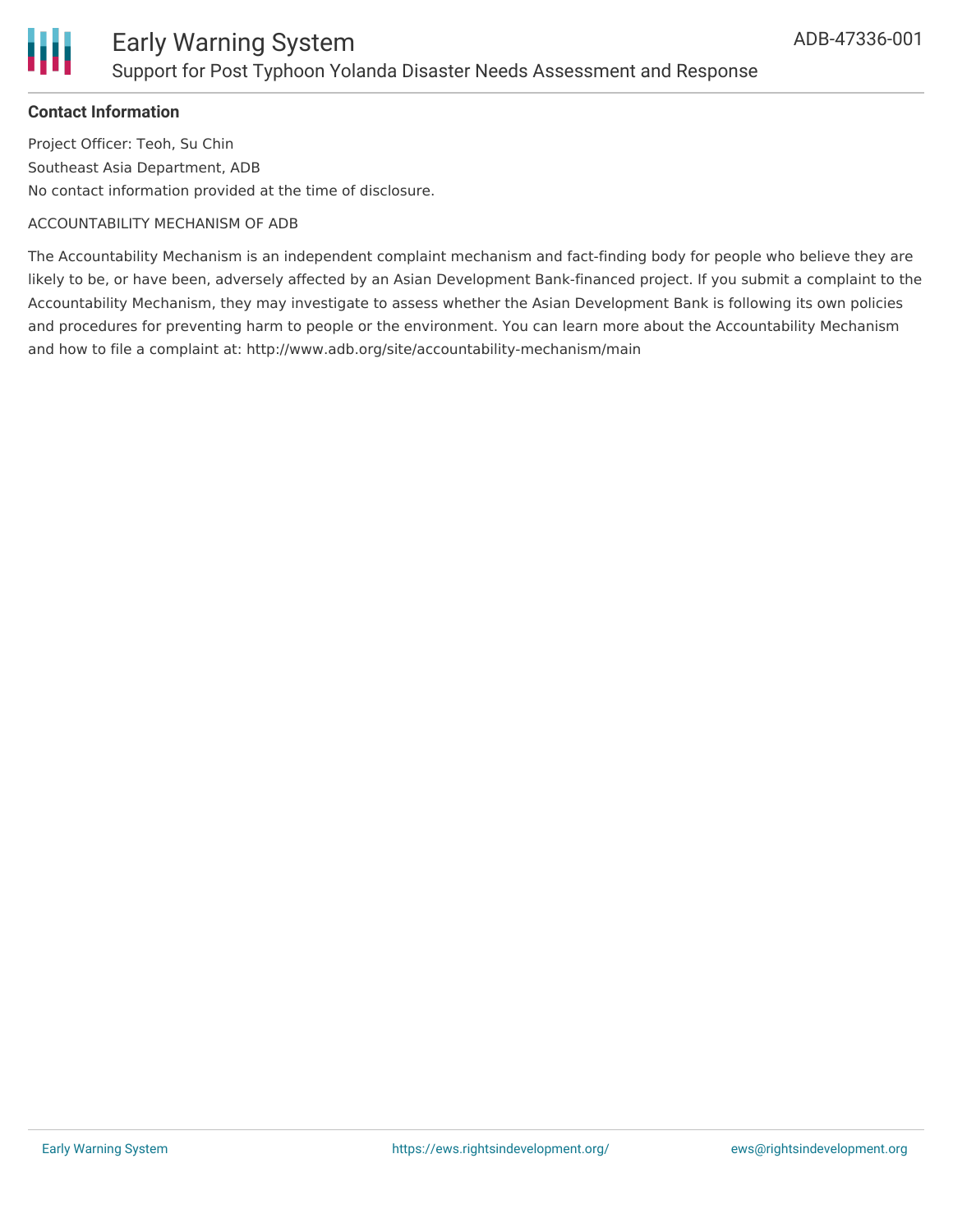**Contact Information**

Project Officer: Teoh, Su Chin

Southeast Asia Department, ADB

No contact information provided at the time of disclosure.

ACCOUNTABILITY MECHANISM OF ADB

The Accountability Mechanism is an independent complaint mechanism and fact-finding body for people who believe they are likely to be, or have been, adversely affected by an Asian Development Bank-financed project. If you submit a complaint to the Accountability Mechanism, they may investigate to assess whether the Asian Development Bank is following its own policies and procedures for preventing harm to people or the environment. You can learn more about the Accountability Mechanism and how to file a complaint at: http://www.adb.org/site/accountability-mechanism/main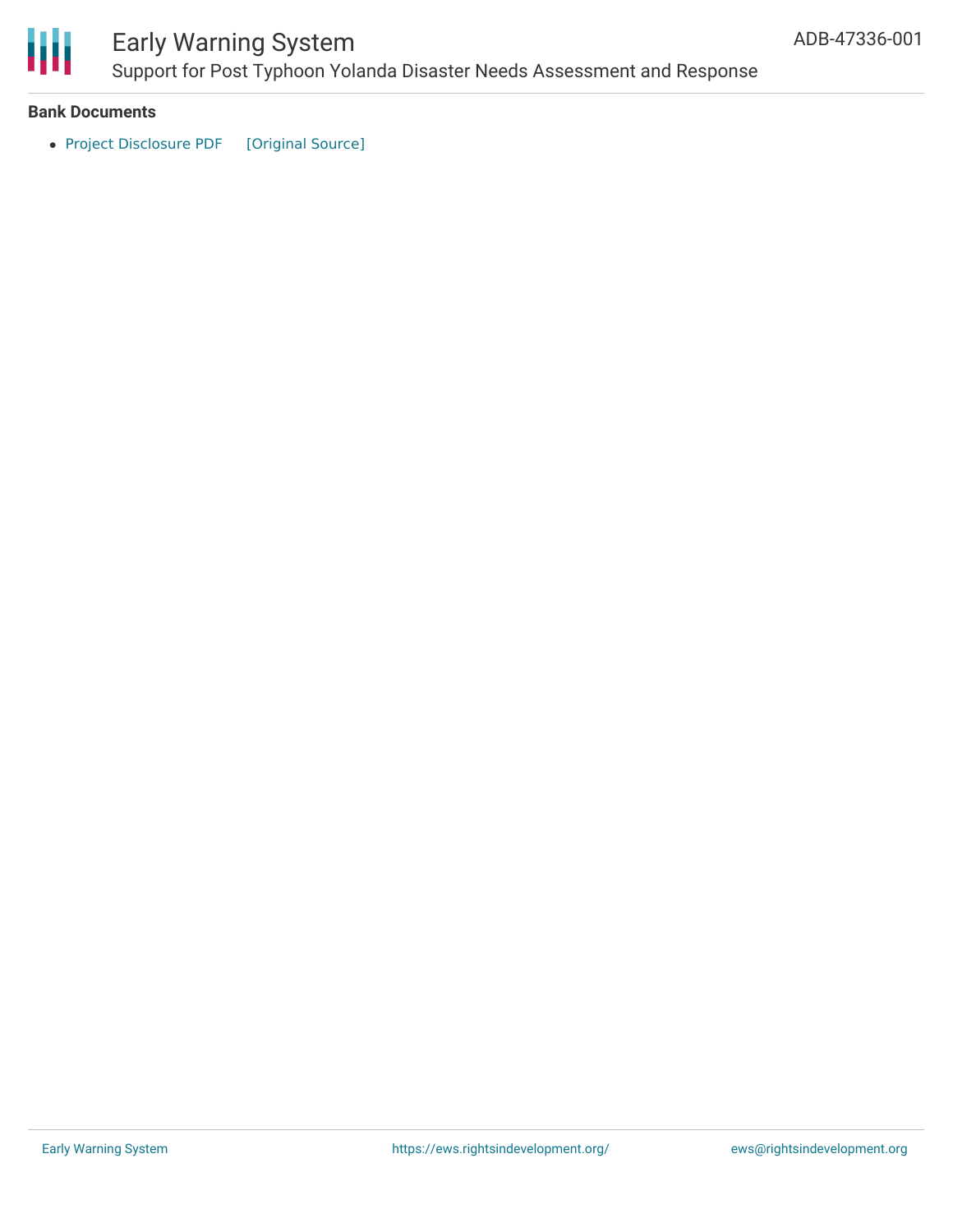**Bank Documents**

- Project Disclosure PDF [Original Source]